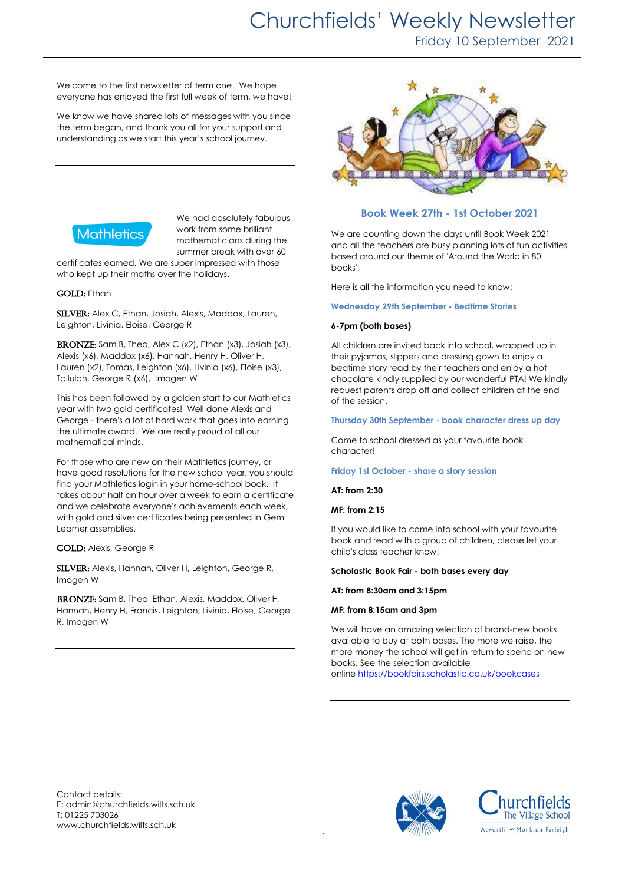# Churchfields' Weekly Newsletter

Friday 10 September 2021

Welcome to the first newsletter of term one. We hope everyone has enjoyed the first full week of term, we have!

We know we have shared lots of messages with you since the term began, and thank you all for your support and understanding as we start this year's school journey.

---

Mathletics

We had absolutely fabulous work from some brilliant mathematicians during the summer break with over 60 certificates earned. We are super impressed with those who kept up their maths over the holidays.

**GOLD:** Ethan

**SILVER:** Alex C, Ethan, Josiah, Alexis, Maddox, Lauren, Leighton, Livinia, Eloise, George R

**BRONZE:** Sam B, Theo, Alex C (x2), Ethan (x3), Josiah (x3), Alexis (x6), Maddox (x6), Hannah, Henry H, Oliver H, Lauren (x2), Tomas, Leighton (x6), Livinia (x6), Eloise (x3), Tallulah, George R (x6), Imogen W

This has been followed by a golden start to our Mathletics year with two gold certificates! Well done Alexis and George - there's a lot of hard work that goes into earning the ultimate award. We are really proud of all our mathematical minds.

For those who are new on their Mathletics journey, or have good resolutions for the new school year, you should find your Mathletics login in your home-school book. It takes about half an hour over a week to earn a certificate and we celebrate everyone's achievements each week, with gold and silver certificates being presented in Gem Learner assemblies.

**GOLD:** Alexis, George R

**SILVER:** Alexis, Hannah, Oliver H, Leighton, George R, Imogen W

**BRONZE:** Sam B, Theo, Ethan, Alexis, Maddox, Oliver H, Hannah, Henry H, Francis, Leighton, Livinia, Eloise, George R, Imogen W

---

## Book Week 27th - 1st October 2021

We are counting down the days until Book Week 2021 and all the teachers are busy planning lots of fun activities based around our theme of 'Around the World in 80 books'!

Here is all the information you need to know:

### Wednesday 29th September - Bedtime Stories

**6-7pm (both bases)**

All children are invited back into school, wrapped up in their pyjamas, slippers and dressing gown to enjoy a bedtime story read by their teachers and enjoy a hot chocolate kindly supplied by our wonderful PTA! We kindly request parents drop off and collect children at the end of the session.

### Thursday 30th September - book character dress up day

Come to school dressed as your favourite book character!

### Friday 1st October - share a story session

**AT: from 2:30**

**MF: from 2:15**

If you would like to come into school with your favourite book and read with a group of children, please let your child's class teacher know!

**Scholastic Book Fair - both bases every day**

**AT: from 8:30am and 3:15pm**

**MF: from 8:15am and 3pm**

We will have an amazing selection of brand-new books available to buy at both bases. The more we raise, the more money the school will get in return to spend on new books. See the selection available online https://bookfairs.scholastic.co.uk/bookcases

---

Contact details:
E: admin@churchfields.wilts.sch.uk
T: 01225 703026
www.churchfields.wilts.sch.uk

Churchfields The Village School
Atworth and Monkton Farleigh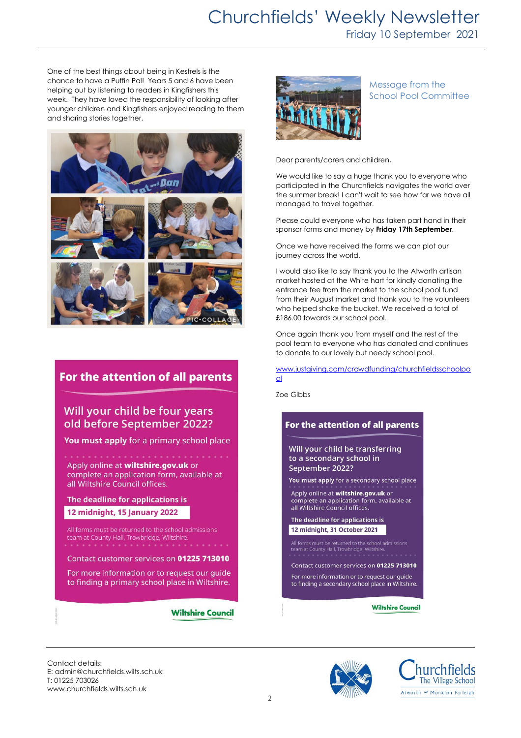One of the best things about being in Kestrels is the chance to have a Puffin Pal! Years 5 and 6 have been helping out by listening to readers in Kingfishers this week. They have loved the responsibility of looking after younger children and Kingfishers enjoyed reading to them and sharing stories together.

## For the attention of all parents

### Will your child be four years old before September 2022?

**You must apply** for a primary school place

Apply online at **wiltshire.gov.uk** or complete an application form, available at all Wiltshire Council offices.

**The deadline for applications is**

**12 midnight, 15 January 2022**

All forms must be returned to the school admissions team at County Hall, Trowbridge, Wiltshire.

Contact customer services on **01225 713010**

For more information or to request our guide to finding a primary school place in Wiltshire.

Wiltshire Council

## Message from the School Pool Committee

Dear parents/carers and children,

We would like to say a huge thank you to everyone who participated in the Churchfields navigates the world over the summer break! I can't wait to see how far we have all managed to travel together.

Please could everyone who has taken part hand in their sponsor forms and money by **Friday 17th September**.

Once we have received the forms we can plot our journey across the world.

I would also like to say thank you to the Atworth artisan market hosted at the White hart for kindly donating the entrance fee from the market to the school pool fund from their August market and thank you to the volunteers who helped shake the bucket. We received a total of £186.00 towards our school pool.

Once again thank you from myself and the rest of the pool team to everyone who has donated and continues to donate to our lovely but needy school pool.

www.justgiving.com/crowdfunding/churchfieldsschoolpool

Zoe Gibbs

## For the attention of all parents

### Will your child be transferring to a secondary school in September 2022?

**You must apply** for a secondary school place

Apply online at **wiltshire.gov.uk** or complete an application form, available at all Wiltshire Council offices.

**The deadline for applications is**

**12 midnight, 31 October 2021**

All forms must be returned to the school admissions team at County Hall, Trowbridge, Wiltshire.

Contact customer services on **01225 713010**

For more information or to request our guide to finding a secondary school place in Wiltshire.

Wiltshire Council

Contact details:
E: admin@churchfields.wilts.sch.uk
T: 01225 703026
www.churchfields.wilts.sch.uk

Churchfields The Village School
Atworth and Monkton Farleigh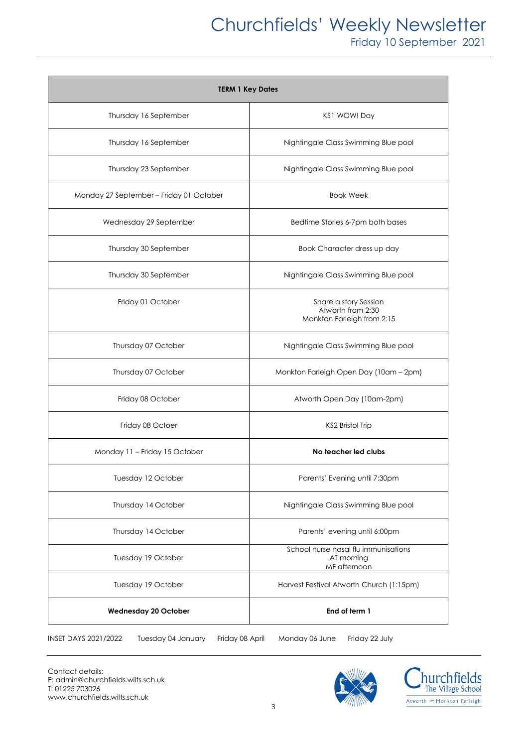# Churchfields' Weekly Newsletter

Friday 10 September 2021

| **TERM 1 Key Dates** | |
|---|---|
| Thursday 16 September | KS1 WOW! Day |
| Thursday 16 September | Nightingale Class Swimming Blue pool |
| Thursday 23 September | Nightingale Class Swimming Blue pool |
| Monday 27 September – Friday 01 October | Book Week |
| Wednesday 29 September | Bedtime Stories 6-7pm both bases |
| Thursday 30 September | Book Character dress up day |
| Thursday 30 September | Nightingale Class Swimming Blue pool |
| Friday 01 October | Share a story Session<br>Atworth from 2:30<br>Monkton Farleigh from 2:15 |
| Thursday 07 October | Nightingale Class Swimming Blue pool |
| Thursday 07 October | Monkton Farleigh Open Day (10am – 2pm) |
| Friday 08 October | Atworth Open Day (10am-2pm) |
| Friday 08 Octoer | KS2 Bristol Trip |
| Monday 11 – Friday 15 October | **No teacher led clubs** |
| Tuesday 12 October | Parents' Evening until 7:30pm |
| Thursday 14 October | Nightingale Class Swimming Blue pool |
| Thursday 14 October | Parents' evening until 6:00pm |
| Tuesday 19 October | School nurse nasal flu immunisations<br>AT morning<br>MF afternoon |
| Tuesday 19 October | Harvest Festival Atworth Church (1:15pm) |
| **Wednesday 20 October** | **End of term 1** |

INSET DAYS 2021/2022 Tuesday 04 January Friday 08 April Monday 06 June Friday 22 July

Contact details:
E: admin@churchfields.wilts.sch.uk
T: 01225 703026
www.churchfields.wilts.sch.uk

Churchfields The Village School
Atworth and Monkton Farleigh